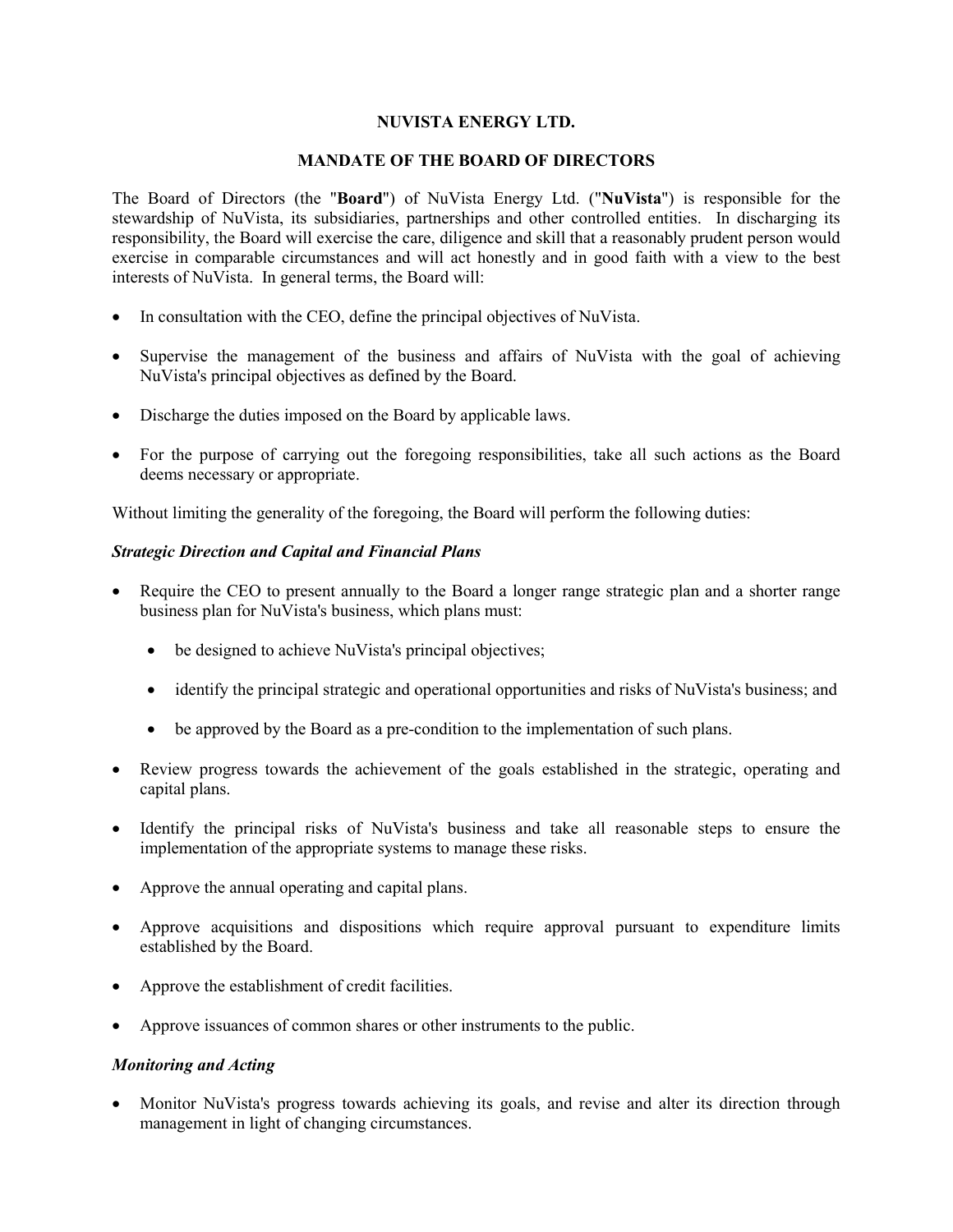# NUVISTA ENERGY LTD.

## MANDATE OF THE BOARD OF DIRECTORS

The Board of Directors (the "**Board**") of NuVista Energy Ltd. ("**NuVista**") is responsible for the stewardship of NuVista, its subsidiaries, partnerships and other controlled entities. In discharging its responsibility, the Board will exercise the care, diligence and skill that a reasonably prudent person would exercise in comparable circumstances and will act honestly and in good faith with a view to the best interests of NuVista. In general terms, the Board will:

- In consultation with the CEO, define the principal objectives of NuVista.
- Supervise the management of the business and affairs of NuVista with the goal of achieving NuVista's principal objectives as defined by the Board.
- Discharge the duties imposed on the Board by applicable laws.
- For the purpose of carrying out the foregoing responsibilities, take all such actions as the Board deems necessary or appropriate.

Without limiting the generality of the foregoing, the Board will perform the following duties:

### *Strategic Direction and Capital and Financial Plans*

- Require the CEO to present annually to the Board a longer range strategic plan and a shorter range business plan for NuVista's business, which plans must:
  - be designed to achieve NuVista's principal objectives;
  - identify the principal strategic and operational opportunities and risks of NuVista's business; and
  - be approved by the Board as a pre-condition to the implementation of such plans.
- Review progress towards the achievement of the goals established in the strategic, operating and capital plans.
- Identify the principal risks of NuVista's business and take all reasonable steps to ensure the implementation of the appropriate systems to manage these risks.
- Approve the annual operating and capital plans.
- Approve acquisitions and dispositions which require approval pursuant to expenditure limits established by the Board.
- Approve the establishment of credit facilities.
- Approve issuances of common shares or other instruments to the public.

### *Monitoring and Acting*

- Monitor NuVista's progress towards achieving its goals, and revise and alter its direction through management in light of changing circumstances.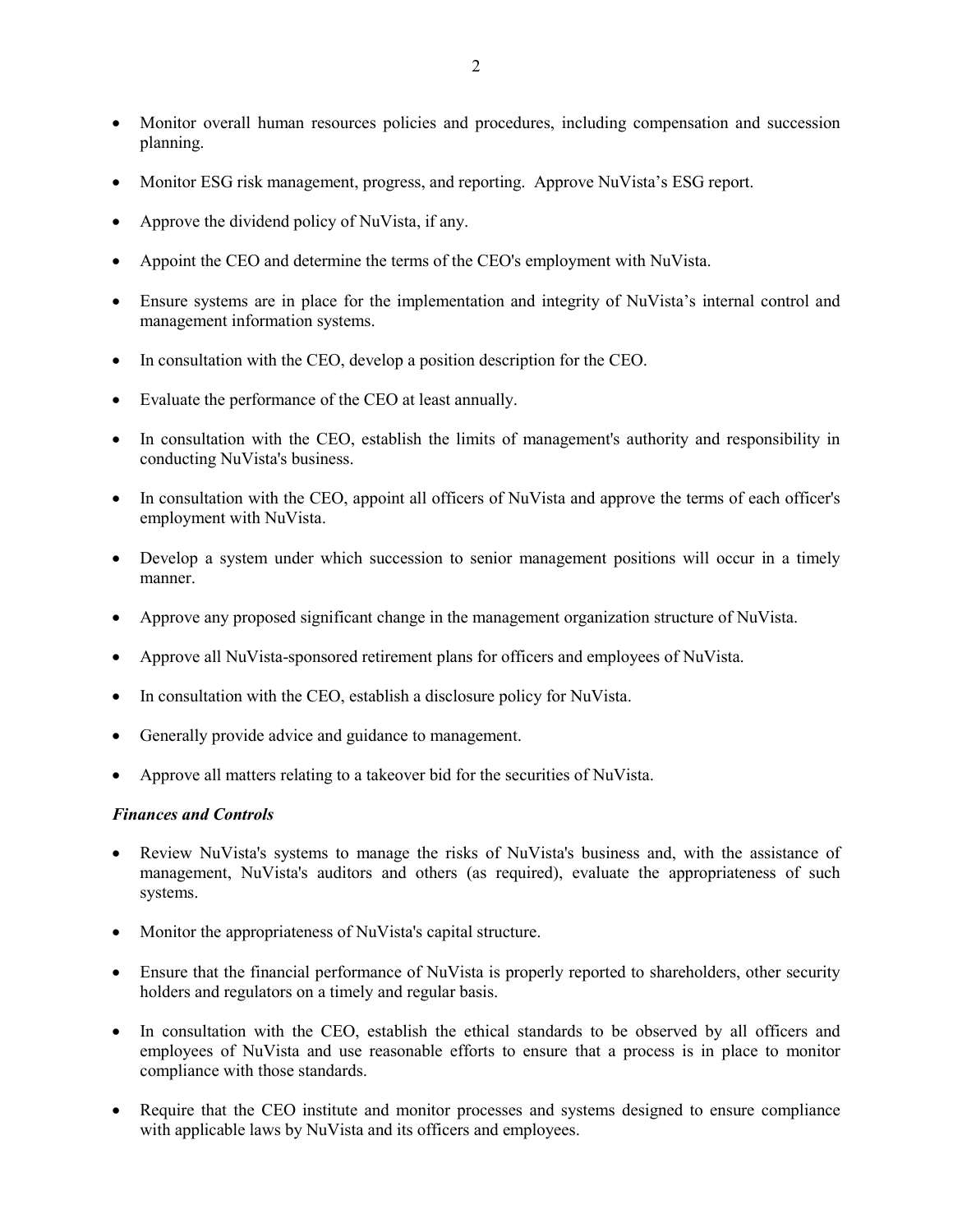- Monitor overall human resources policies and procedures, including compensation and succession planning.
- Monitor ESG risk management, progress, and reporting. Approve NuVista's ESG report.
- Approve the dividend policy of NuVista, if any.
- Appoint the CEO and determine the terms of the CEO's employment with NuVista.
- Ensure systems are in place for the implementation and integrity of NuVista's internal control and management information systems.
- In consultation with the CEO, develop a position description for the CEO.
- Evaluate the performance of the CEO at least annually.
- In consultation with the CEO, establish the limits of management's authority and responsibility in conducting NuVista's business.
- In consultation with the CEO, appoint all officers of NuVista and approve the terms of each officer's employment with NuVista.
- Develop a system under which succession to senior management positions will occur in a timely manner.
- Approve any proposed significant change in the management organization structure of NuVista.
- Approve all NuVista-sponsored retirement plans for officers and employees of NuVista.
- In consultation with the CEO, establish a disclosure policy for NuVista.
- Generally provide advice and guidance to management.
- Approve all matters relating to a takeover bid for the securities of NuVista.

***Finances and Controls***

- Review NuVista's systems to manage the risks of NuVista's business and, with the assistance of management, NuVista's auditors and others (as required), evaluate the appropriateness of such systems.
- Monitor the appropriateness of NuVista's capital structure.
- Ensure that the financial performance of NuVista is properly reported to shareholders, other security holders and regulators on a timely and regular basis.
- In consultation with the CEO, establish the ethical standards to be observed by all officers and employees of NuVista and use reasonable efforts to ensure that a process is in place to monitor compliance with those standards.
- Require that the CEO institute and monitor processes and systems designed to ensure compliance with applicable laws by NuVista and its officers and employees.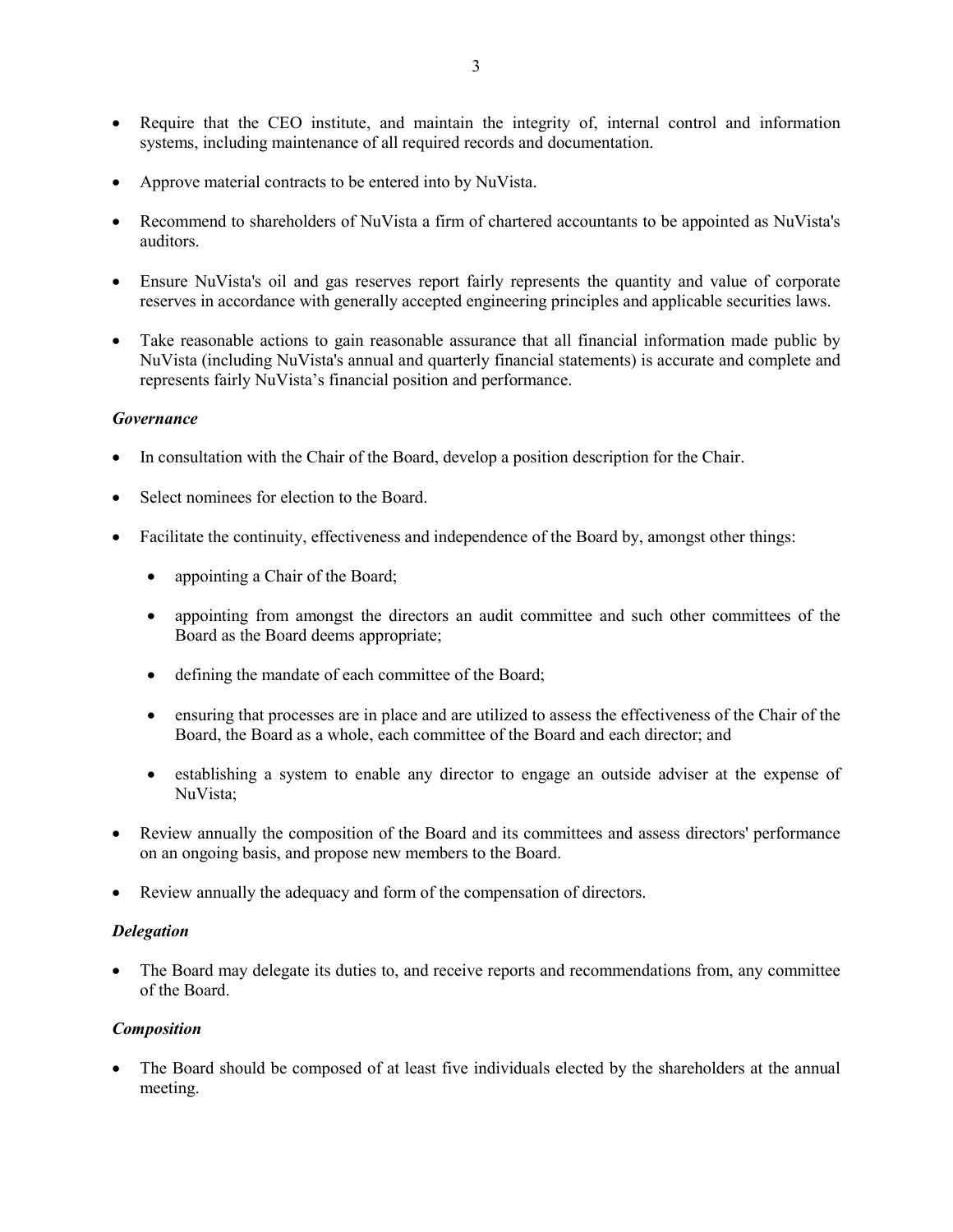- Require that the CEO institute, and maintain the integrity of, internal control and information systems, including maintenance of all required records and documentation.

- Approve material contracts to be entered into by NuVista.

- Recommend to shareholders of NuVista a firm of chartered accountants to be appointed as NuVista's auditors.

- Ensure NuVista's oil and gas reserves report fairly represents the quantity and value of corporate reserves in accordance with generally accepted engineering principles and applicable securities laws.

- Take reasonable actions to gain reasonable assurance that all financial information made public by NuVista (including NuVista's annual and quarterly financial statements) is accurate and complete and represents fairly NuVista's financial position and performance.

### *Governance*

- In consultation with the Chair of the Board, develop a position description for the Chair.

- Select nominees for election to the Board.

- Facilitate the continuity, effectiveness and independence of the Board by, amongst other things:

    - appointing a Chair of the Board;

    - appointing from amongst the directors an audit committee and such other committees of the Board as the Board deems appropriate;

    - defining the mandate of each committee of the Board;

    - ensuring that processes are in place and are utilized to assess the effectiveness of the Chair of the Board, the Board as a whole, each committee of the Board and each director; and

    - establishing a system to enable any director to engage an outside adviser at the expense of NuVista;

- Review annually the composition of the Board and its committees and assess directors' performance on an ongoing basis, and propose new members to the Board.

- Review annually the adequacy and form of the compensation of directors.

### *Delegation*

- The Board may delegate its duties to, and receive reports and recommendations from, any committee of the Board.

### *Composition*

- The Board should be composed of at least five individuals elected by the shareholders at the annual meeting.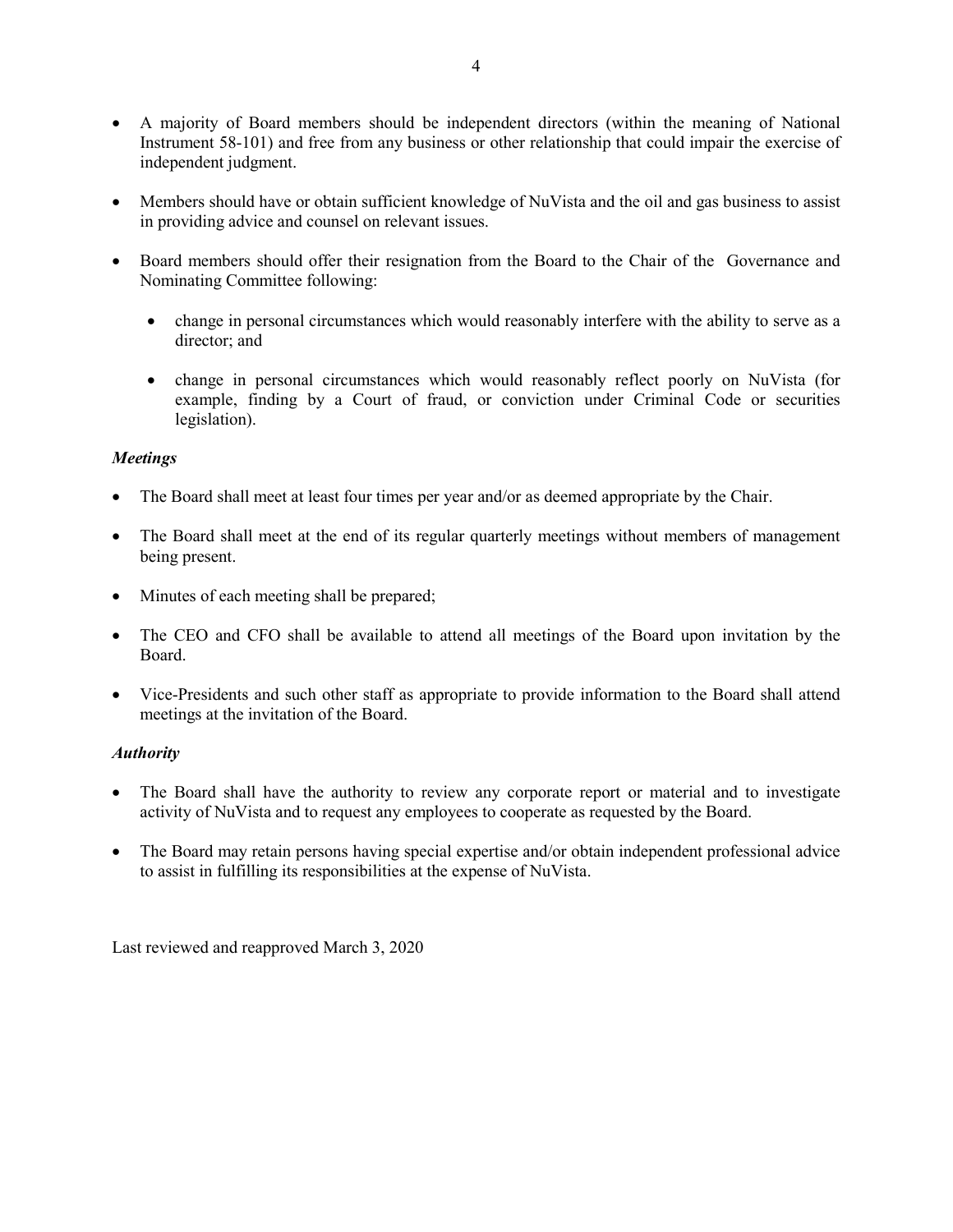- A majority of Board members should be independent directors (within the meaning of National Instrument 58-101) and free from any business or other relationship that could impair the exercise of independent judgment.

- Members should have or obtain sufficient knowledge of NuVista and the oil and gas business to assist in providing advice and counsel on relevant issues.

- Board members should offer their resignation from the Board to the Chair of the Governance and Nominating Committee following:

  - change in personal circumstances which would reasonably interfere with the ability to serve as a director; and

  - change in personal circumstances which would reasonably reflect poorly on NuVista (for example, finding by a Court of fraud, or conviction under Criminal Code or securities legislation).

***Meetings***

- The Board shall meet at least four times per year and/or as deemed appropriate by the Chair.

- The Board shall meet at the end of its regular quarterly meetings without members of management being present.

- Minutes of each meeting shall be prepared;

- The CEO and CFO shall be available to attend all meetings of the Board upon invitation by the Board.

- Vice-Presidents and such other staff as appropriate to provide information to the Board shall attend meetings at the invitation of the Board.

***Authority***

- The Board shall have the authority to review any corporate report or material and to investigate activity of NuVista and to request any employees to cooperate as requested by the Board.

- The Board may retain persons having special expertise and/or obtain independent professional advice to assist in fulfilling its responsibilities at the expense of NuVista.

Last reviewed and reapproved March 3, 2020